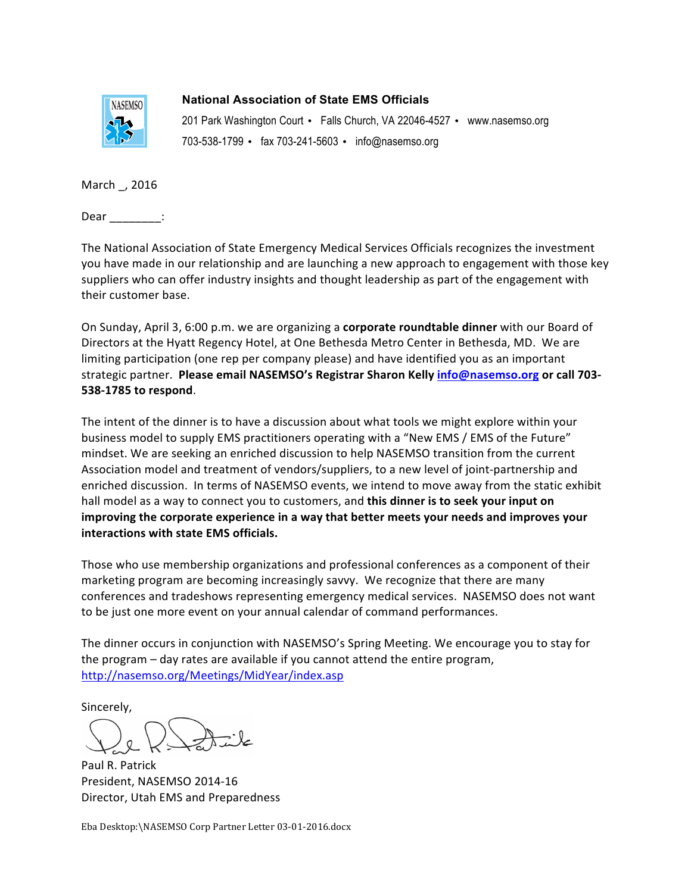**National Association of State EMS Officials**

201 Park Washington Court • Falls Church, VA 22046-4527 • www.nasemso.org

703-538-1799 • fax 703-241-5603 • info@nasemso.org

March _, 2016

Dear ________:

The National Association of State Emergency Medical Services Officials recognizes the investment you have made in our relationship and are launching a new approach to engagement with those key suppliers who can offer industry insights and thought leadership as part of the engagement with their customer base.

On Sunday, April 3, 6:00 p.m. we are organizing a **corporate roundtable dinner** with our Board of Directors at the Hyatt Regency Hotel, at One Bethesda Metro Center in Bethesda, MD. We are limiting participation (one rep per company please) and have identified you as an important strategic partner. **Please email NASEMSO's Registrar Sharon Kelly info@nasemso.org or call 703-538-1785 to respond**.

The intent of the dinner is to have a discussion about what tools we might explore within your business model to supply EMS practitioners operating with a "New EMS / EMS of the Future" mindset. We are seeking an enriched discussion to help NASEMSO transition from the current Association model and treatment of vendors/suppliers, to a new level of joint-partnership and enriched discussion. In terms of NASEMSO events, we intend to move away from the static exhibit hall model as a way to connect you to customers, and **this dinner is to seek your input on improving the corporate experience in a way that better meets your needs and improves your interactions with state EMS officials.**

Those who use membership organizations and professional conferences as a component of their marketing program are becoming increasingly savvy. We recognize that there are many conferences and tradeshows representing emergency medical services. NASEMSO does not want to be just one more event on your annual calendar of command performances.

The dinner occurs in conjunction with NASEMSO's Spring Meeting. We encourage you to stay for the program – day rates are available if you cannot attend the entire program, http://nasemso.org/Meetings/MidYear/index.asp

Sincerely,

Paul R. Patrick
President, NASEMSO 2014-16
Director, Utah EMS and Preparedness

Eba Desktop:\NASEMSO Corp Partner Letter 03-01-2016.docx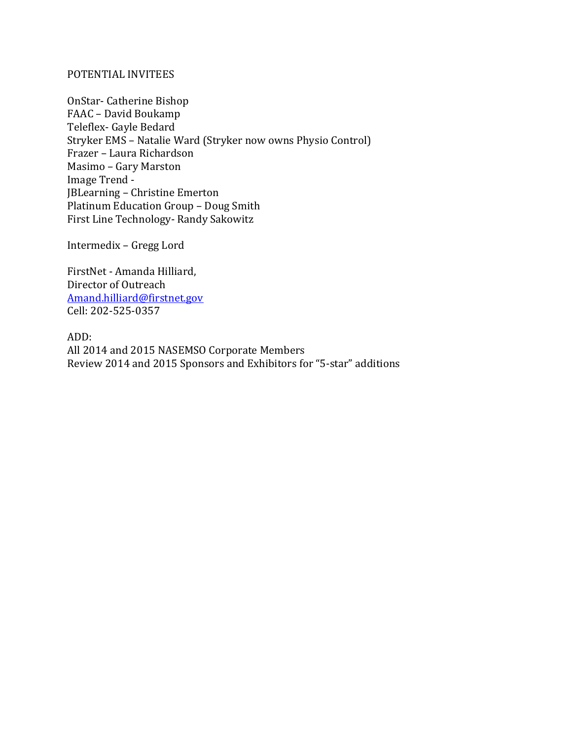POTENTIAL INVITEES

OnStar- Catherine Bishop
FAAC – David Boukamp
Teleflex- Gayle Bedard
Stryker EMS – Natalie Ward (Stryker now owns Physio Control)
Frazer – Laura Richardson
Masimo – Gary Marston
Image Trend -
JBLearning – Christine Emerton
Platinum Education Group – Doug Smith
First Line Technology- Randy Sakowitz

Intermedix – Gregg Lord

FirstNet - Amanda Hilliard,
Director of Outreach
Amand.hilliard@firstnet.gov
Cell: 202-525-0357

ADD:
All 2014 and 2015 NASEMSO Corporate Members
Review 2014 and 2015 Sponsors and Exhibitors for "5-star" additions